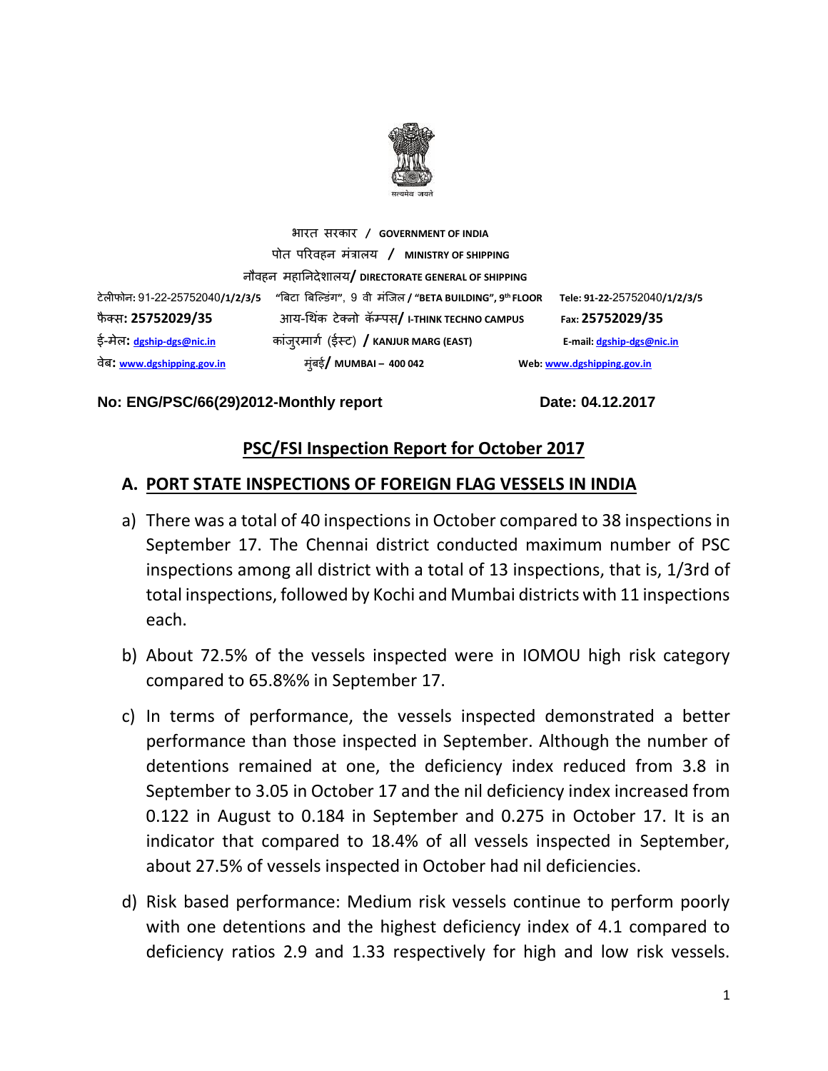सत्यमेव जयते

भारत सरकार / **GOVERNMENT OF INDIA**

पोत परिवहन मंत्रालय / **MINISTRY OF SHIPPING**

नौवहन महानिदेशालय/ **DIRECTORATE GENERAL OF SHIPPING**

| | | |
|---|---|---|
| टेलीफोन: 91-22-25752040/1/2/3/5 | "बिटा बिल्डिंग", 9 वी मंजिल / "BETA BUILDING", 9th FLOOR | Tele: 91-22-25752040/1/2/3/5 |
| फैक्स: 25752029/35 | आय-थिंक टेक्नो कॅम्पस/ I-THINK TECHNO CAMPUS | Fax: 25752029/35 |
| ई-मेल: dgship-dgs@nic.in | कांजुरमार्ग (ईस्ट) / KANJUR MARG (EAST) | E-mail: dgship-dgs@nic.in |
| वेब: www.dgshipping.gov.in | मुंबई/ MUMBAI – 400 042 | Web: www.dgshipping.gov.in |

**No: ENG/PSC/66(29)2012-Monthly report** **Date: 04.12.2017**

## PSC/FSI Inspection Report for October 2017

### A. PORT STATE INSPECTIONS OF FOREIGN FLAG VESSELS IN INDIA

a) There was a total of 40 inspections in October compared to 38 inspections in September 17. The Chennai district conducted maximum number of PSC inspections among all district with a total of 13 inspections, that is, 1/3rd of total inspections, followed by Kochi and Mumbai districts with 11 inspections each.

b) About 72.5% of the vessels inspected were in IOMOU high risk category compared to 65.8%% in September 17.

c) In terms of performance, the vessels inspected demonstrated a better performance than those inspected in September. Although the number of detentions remained at one, the deficiency index reduced from 3.8 in September to 3.05 in October 17 and the nil deficiency index increased from 0.122 in August to 0.184 in September and 0.275 in October 17. It is an indicator that compared to 18.4% of all vessels inspected in September, about 27.5% of vessels inspected in October had nil deficiencies.

d) Risk based performance: Medium risk vessels continue to perform poorly with one detentions and the highest deficiency index of 4.1 compared to deficiency ratios 2.9 and 1.33 respectively for high and low risk vessels.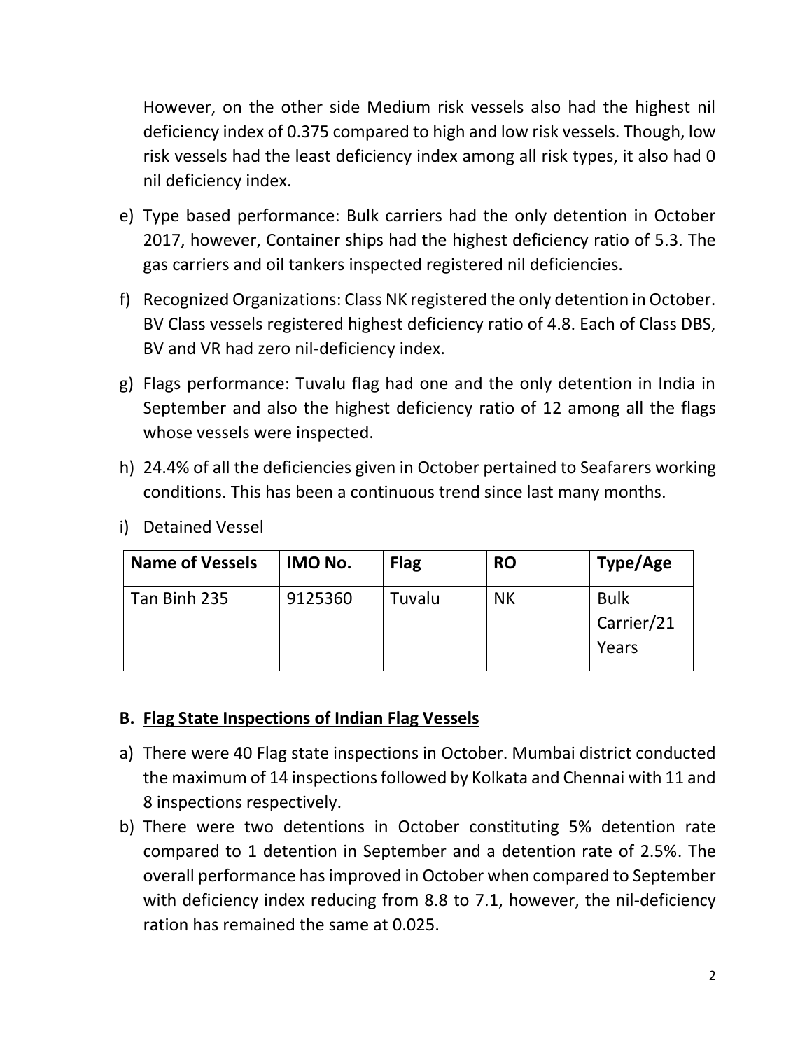However, on the other side Medium risk vessels also had the highest nil deficiency index of 0.375 compared to high and low risk vessels. Though, low risk vessels had the least deficiency index among all risk types, it also had 0 nil deficiency index.

e) Type based performance: Bulk carriers had the only detention in October 2017, however, Container ships had the highest deficiency ratio of 5.3. The gas carriers and oil tankers inspected registered nil deficiencies.

f) Recognized Organizations: Class NK registered the only detention in October. BV Class vessels registered highest deficiency ratio of 4.8. Each of Class DBS, BV and VR had zero nil-deficiency index.

g) Flags performance: Tuvalu flag had one and the only detention in India in September and also the highest deficiency ratio of 12 among all the flags whose vessels were inspected.

h) 24.4% of all the deficiencies given in October pertained to Seafarers working conditions. This has been a continuous trend since last many months.

i) Detained Vessel

| Name of Vessels | IMO No. | Flag | RO | Type/Age |
|---|---|---|---|---|
| Tan Binh 235 | 9125360 | Tuvalu | NK | Bulk Carrier/21 Years |

## B. Flag State Inspections of Indian Flag Vessels

a) There were 40 Flag state inspections in October. Mumbai district conducted the maximum of 14 inspections followed by Kolkata and Chennai with 11 and 8 inspections respectively.

b) There were two detentions in October constituting 5% detention rate compared to 1 detention in September and a detention rate of 2.5%. The overall performance has improved in October when compared to September with deficiency index reducing from 8.8 to 7.1, however, the nil-deficiency ration has remained the same at 0.025.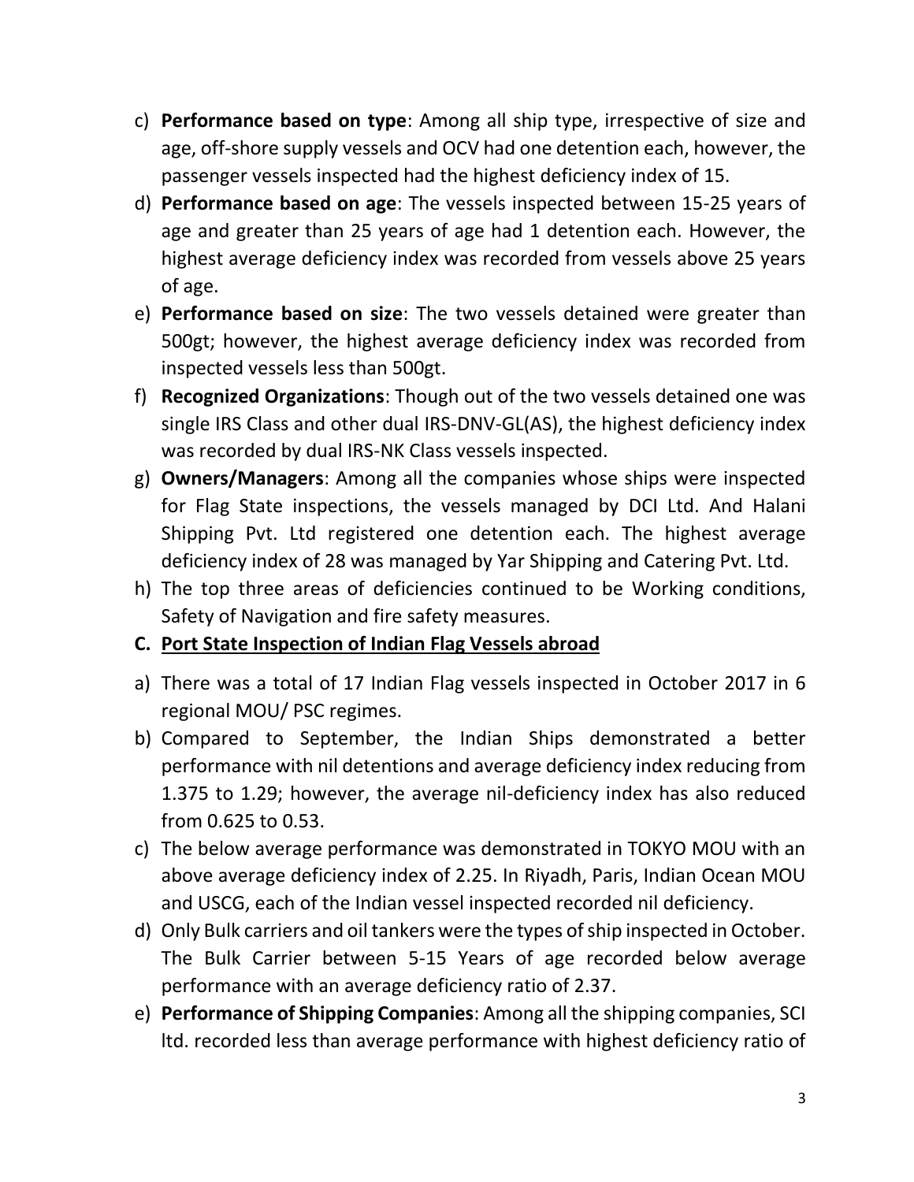c) **Performance based on type**: Among all ship type, irrespective of size and age, off-shore supply vessels and OCV had one detention each, however, the passenger vessels inspected had the highest deficiency index of 15.

d) **Performance based on age**: The vessels inspected between 15-25 years of age and greater than 25 years of age had 1 detention each. However, the highest average deficiency index was recorded from vessels above 25 years of age.

e) **Performance based on size**: The two vessels detained were greater than 500gt; however, the highest average deficiency index was recorded from inspected vessels less than 500gt.

f) **Recognized Organizations**: Though out of the two vessels detained one was single IRS Class and other dual IRS-DNV-GL(AS), the highest deficiency index was recorded by dual IRS-NK Class vessels inspected.

g) **Owners/Managers**: Among all the companies whose ships were inspected for Flag State inspections, the vessels managed by DCI Ltd. And Halani Shipping Pvt. Ltd registered one detention each. The highest average deficiency index of 28 was managed by Yar Shipping and Catering Pvt. Ltd.

h) The top three areas of deficiencies continued to be Working conditions, Safety of Navigation and fire safety measures.

**C. <u>Port State Inspection of Indian Flag Vessels abroad</u>**

a) There was a total of 17 Indian Flag vessels inspected in October 2017 in 6 regional MOU/ PSC regimes.

b) Compared to September, the Indian Ships demonstrated a better performance with nil detentions and average deficiency index reducing from 1.375 to 1.29; however, the average nil-deficiency index has also reduced from 0.625 to 0.53.

c) The below average performance was demonstrated in TOKYO MOU with an above average deficiency index of 2.25. In Riyadh, Paris, Indian Ocean MOU and USCG, each of the Indian vessel inspected recorded nil deficiency.

d) Only Bulk carriers and oil tankers were the types of ship inspected in October. The Bulk Carrier between 5-15 Years of age recorded below average performance with an average deficiency ratio of 2.37.

e) **Performance of Shipping Companies**: Among all the shipping companies, SCI ltd. recorded less than average performance with highest deficiency ratio of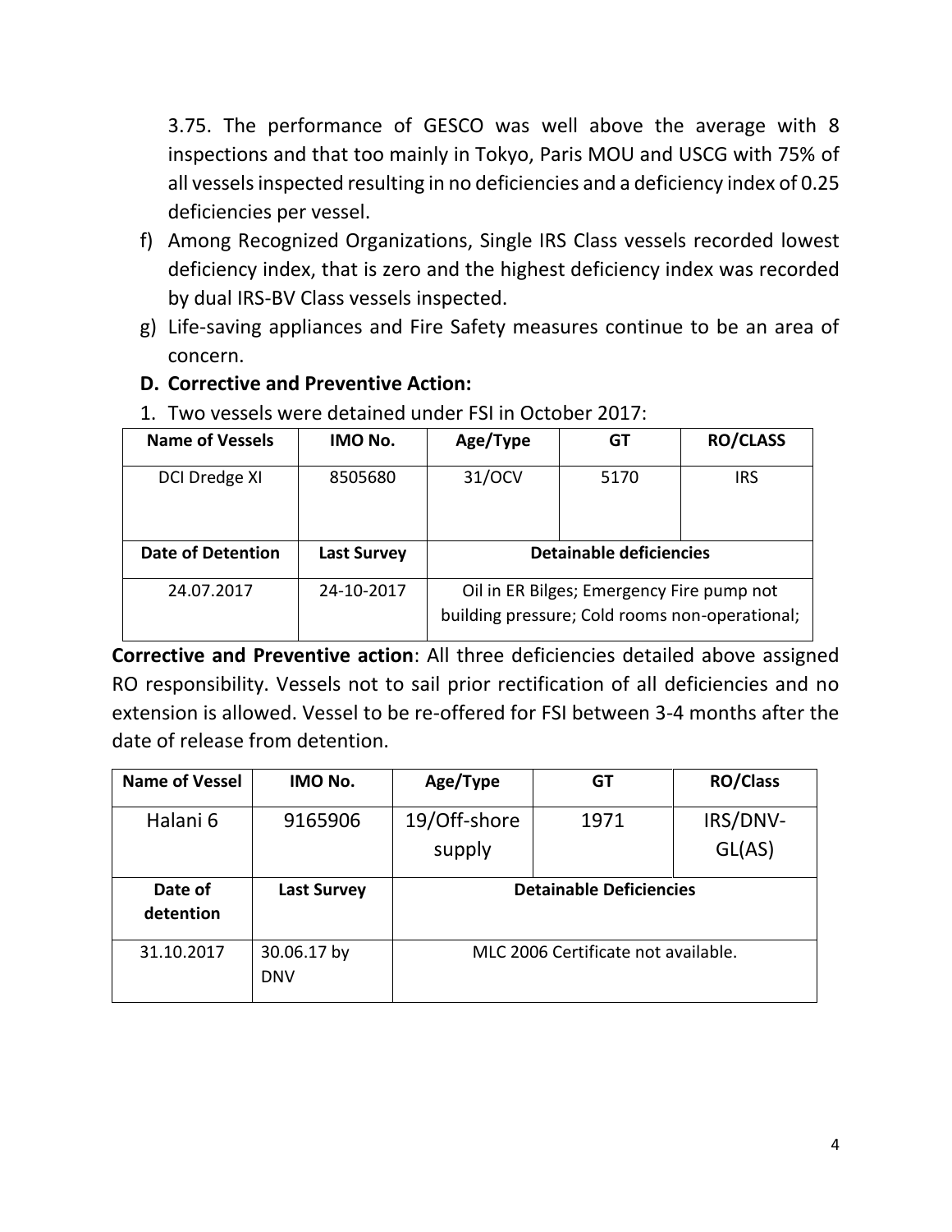3.75. The performance of GESCO was well above the average with 8 inspections and that too mainly in Tokyo, Paris MOU and USCG with 75% of all vessels inspected resulting in no deficiencies and a deficiency index of 0.25 deficiencies per vessel.

f) Among Recognized Organizations, Single IRS Class vessels recorded lowest deficiency index, that is zero and the highest deficiency index was recorded by dual IRS-BV Class vessels inspected.
g) Life-saving appliances and Fire Safety measures continue to be an area of concern.

**D. Corrective and Preventive Action:**

1. Two vessels were detained under FSI in October 2017:

| Name of Vessels | IMO No. | Age/Type | GT | RO/CLASS |
|---|---|---|---|---|
| DCI Dredge XI | 8505680 | 31/OCV | 5170 | IRS |
| **Date of Detention** | **Last Survey** | **Detainable deficiencies** | | |
| 24.07.2017 | 24-10-2017 | Oil in ER Bilges; Emergency Fire pump not building pressure; Cold rooms non-operational; | | |

**Corrective and Preventive action**: All three deficiencies detailed above assigned RO responsibility. Vessels not to sail prior rectification of all deficiencies and no extension is allowed. Vessel to be re-offered for FSI between 3-4 months after the date of release from detention.

| Name of Vessel | IMO No. | Age/Type | GT | RO/Class |
|---|---|---|---|---|
| Halani 6 | 9165906 | 19/Off-shore supply | 1971 | IRS/DNV-GL(AS) |
| **Date of detention** | **Last Survey** | **Detainable Deficiencies** | | |
| 31.10.2017 | 30.06.17 by DNV | MLC 2006 Certificate not available. | | |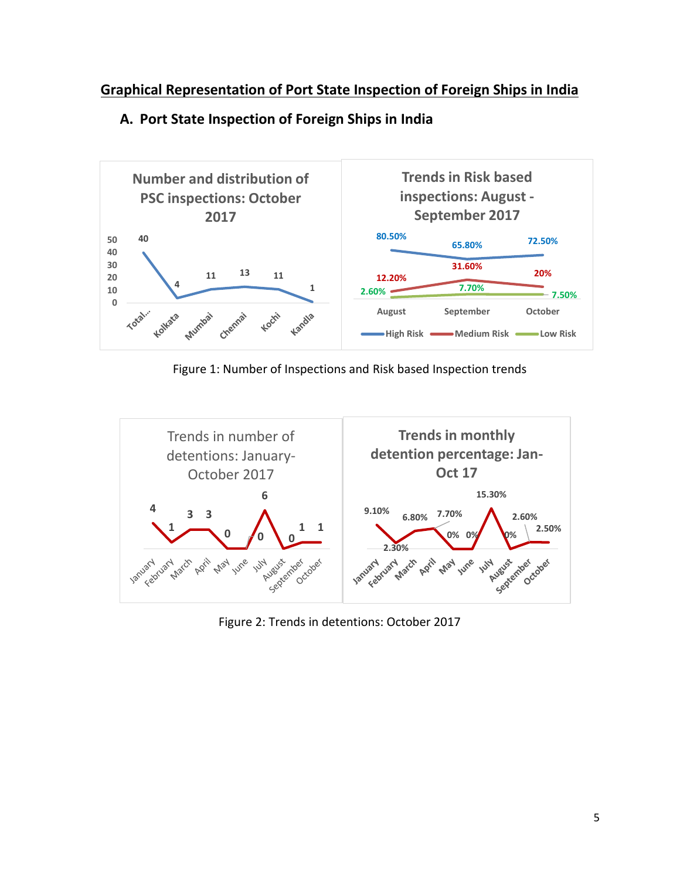## Graphical Representation of Port State Inspection of Foreign Ships in India

### A. Port State Inspection of Foreign Ships in India

**Number and distribution of PSC inspections: October 2017**

| Total... | Kolkata | Mumbai | Chennai | Kochi | Kandla |
|---|---|---|---|---|---|
| 40 | 4 | 11 | 13 | 11 | 1 |

**Trends in Risk based inspections: August - September 2017**

| | August | September | October |
|---|---|---|---|
| High Risk | 80.50% | 65.80% | 72.50% |
| Medium Risk | 12.20% | 31.60% | 20% |
| Low Risk | 2.60% | 7.70% | 7.50% |

Figure 1: Number of Inspections and Risk based Inspection trends

**Trends in number of detentions: January-October 2017**

| January | February | March | April | May | June | July | August | September | October |
|---|---|---|---|---|---|---|---|---|---|
| 4 | 1 | 3 | 3 | 0 | 0 | 6 | 0 | 1 | 1 |

**Trends in monthly detention percentage: Jan-Oct 17**

| January | February | March | April | May | June | July | August | September | October |
|---|---|---|---|---|---|---|---|---|---|
| 9.10% | 2.30% | 6.80% | 7.70% | 0% | 0% | 15.30% | 0% | 2.60% | 2.50% |

Figure 2: Trends in detentions: October 2017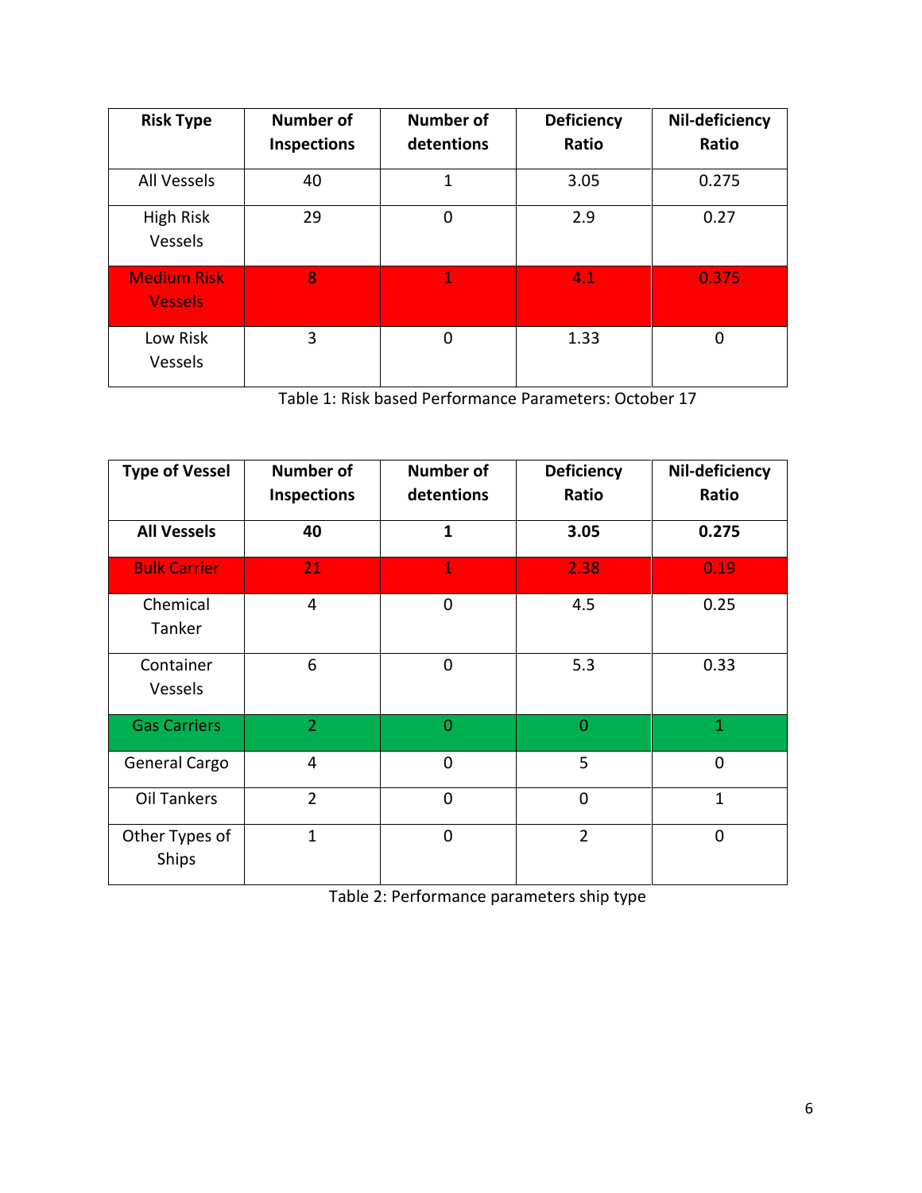| Risk Type | Number of Inspections | Number of detentions | Deficiency Ratio | Nil-deficiency Ratio |
|---|---|---|---|---|
| All Vessels | 40 | 1 | 3.05 | 0.275 |
| High Risk Vessels | 29 | 0 | 2.9 | 0.27 |
| Medium Risk Vessels | 8 | 1 | 4.1 | 0.375 |
| Low Risk Vessels | 3 | 0 | 1.33 | 0 |

Table 1: Risk based Performance Parameters: October 17

| Type of Vessel | Number of Inspections | Number of detentions | Deficiency Ratio | Nil-deficiency Ratio |
|---|---|---|---|---|
| **All Vessels** | **40** | **1** | **3.05** | **0.275** |
| Bulk Carrier | 21 | 1 | 2.38 | 0.19 |
| Chemical Tanker | 4 | 0 | 4.5 | 0.25 |
| Container Vessels | 6 | 0 | 5.3 | 0.33 |
| Gas Carriers | 2 | 0 | 0 | 1 |
| General Cargo | 4 | 0 | 5 | 0 |
| Oil Tankers | 2 | 0 | 0 | 1 |
| Other Types of Ships | 1 | 0 | 2 | 0 |

Table 2: Performance parameters ship type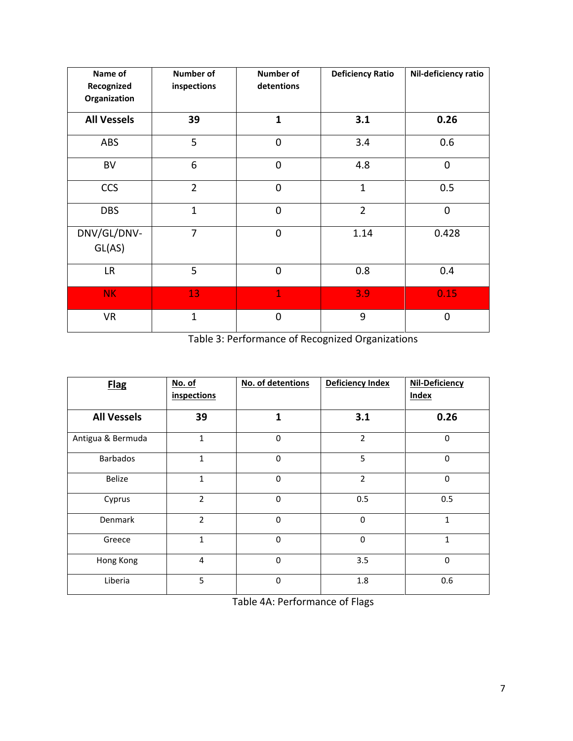| Name of Recognized Organization | Number of inspections | Number of detentions | Deficiency Ratio | Nil-deficiency ratio |
|---|---|---|---|---|
| **All Vessels** | **39** | **1** | **3.1** | **0.26** |
| ABS | 5 | 0 | 3.4 | 0.6 |
| BV | 6 | 0 | 4.8 | 0 |
| CCS | 2 | 0 | 1 | 0.5 |
| DBS | 1 | 0 | 2 | 0 |
| DNV/GL/DNV-GL(AS) | 7 | 0 | 1.14 | 0.428 |
| LR | 5 | 0 | 0.8 | 0.4 |
| NK | 13 | 1 | 3.9 | 0.15 |
| VR | 1 | 0 | 9 | 0 |

Table 3: Performance of Recognized Organizations

| Flag | No. of inspections | No. of detentions | Deficiency Index | Nil-Deficiency Index |
|---|---|---|---|---|
| **All Vessels** | **39** | **1** | **3.1** | **0.26** |
| Antigua & Bermuda | 1 | 0 | 2 | 0 |
| Barbados | 1 | 0 | 5 | 0 |
| Belize | 1 | 0 | 2 | 0 |
| Cyprus | 2 | 0 | 0.5 | 0.5 |
| Denmark | 2 | 0 | 0 | 1 |
| Greece | 1 | 0 | 0 | 1 |
| Hong Kong | 4 | 0 | 3.5 | 0 |
| Liberia | 5 | 0 | 1.8 | 0.6 |

Table 4A: Performance of Flags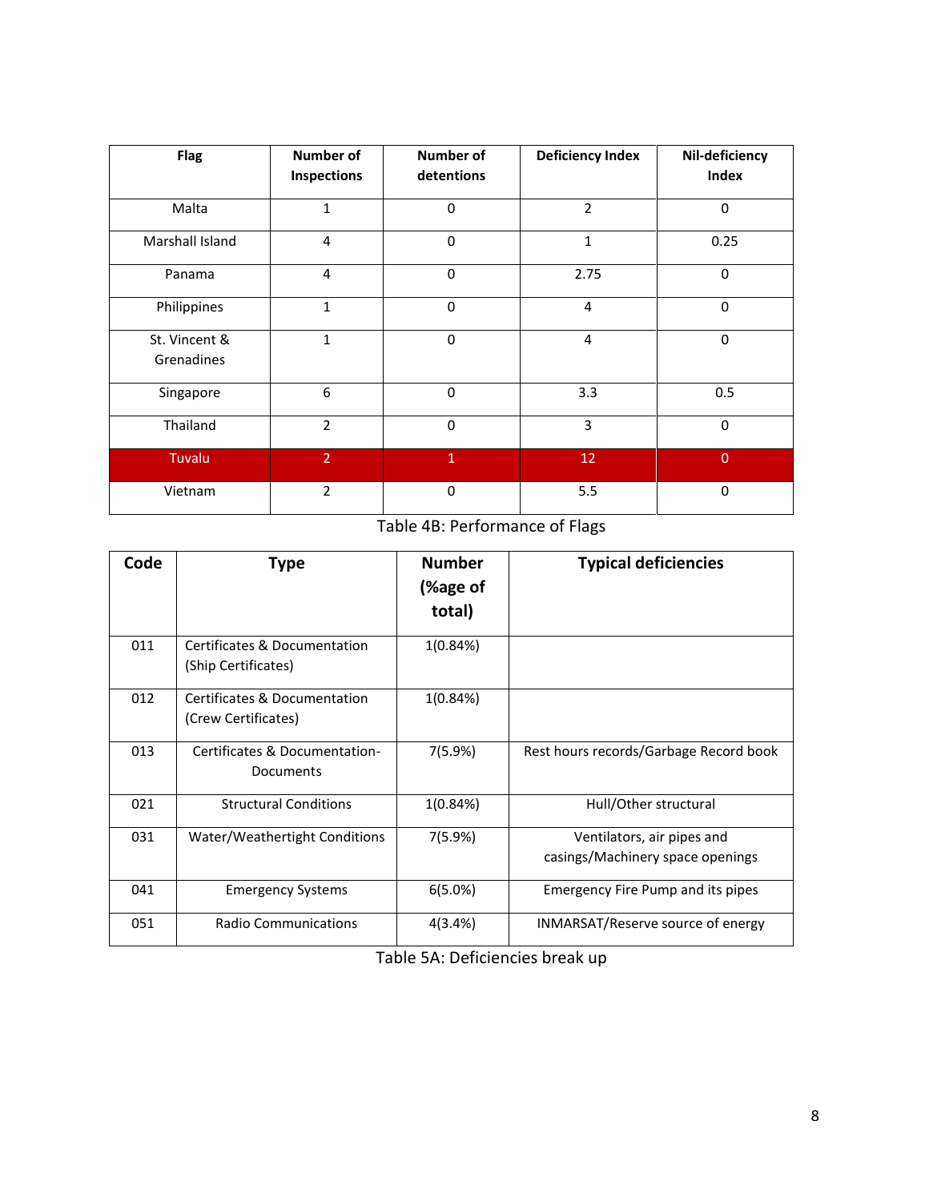| Flag | Number of Inspections | Number of detentions | Deficiency Index | Nil-deficiency Index |
|---|---|---|---|---|
| Malta | 1 | 0 | 2 | 0 |
| Marshall Island | 4 | 0 | 1 | 0.25 |
| Panama | 4 | 0 | 2.75 | 0 |
| Philippines | 1 | 0 | 4 | 0 |
| St. Vincent & Grenadines | 1 | 0 | 4 | 0 |
| Singapore | 6 | 0 | 3.3 | 0.5 |
| Thailand | 2 | 0 | 3 | 0 |
| Tuvalu | 2 | 1 | 12 | 0 |
| Vietnam | 2 | 0 | 5.5 | 0 |

Table 4B: Performance of Flags

| Code | Type | Number (%age of total) | Typical deficiencies |
|---|---|---|---|
| 011 | Certificates & Documentation (Ship Certificates) | 1(0.84%) | |
| 012 | Certificates & Documentation (Crew Certificates) | 1(0.84%) | |
| 013 | Certificates & Documentation-Documents | 7(5.9%) | Rest hours records/Garbage Record book |
| 021 | Structural Conditions | 1(0.84%) | Hull/Other structural |
| 031 | Water/Weathertight Conditions | 7(5.9%) | Ventilators, air pipes and casings/Machinery space openings |
| 041 | Emergency Systems | 6(5.0%) | Emergency Fire Pump and its pipes |
| 051 | Radio Communications | 4(3.4%) | INMARSAT/Reserve source of energy |

Table 5A: Deficiencies break up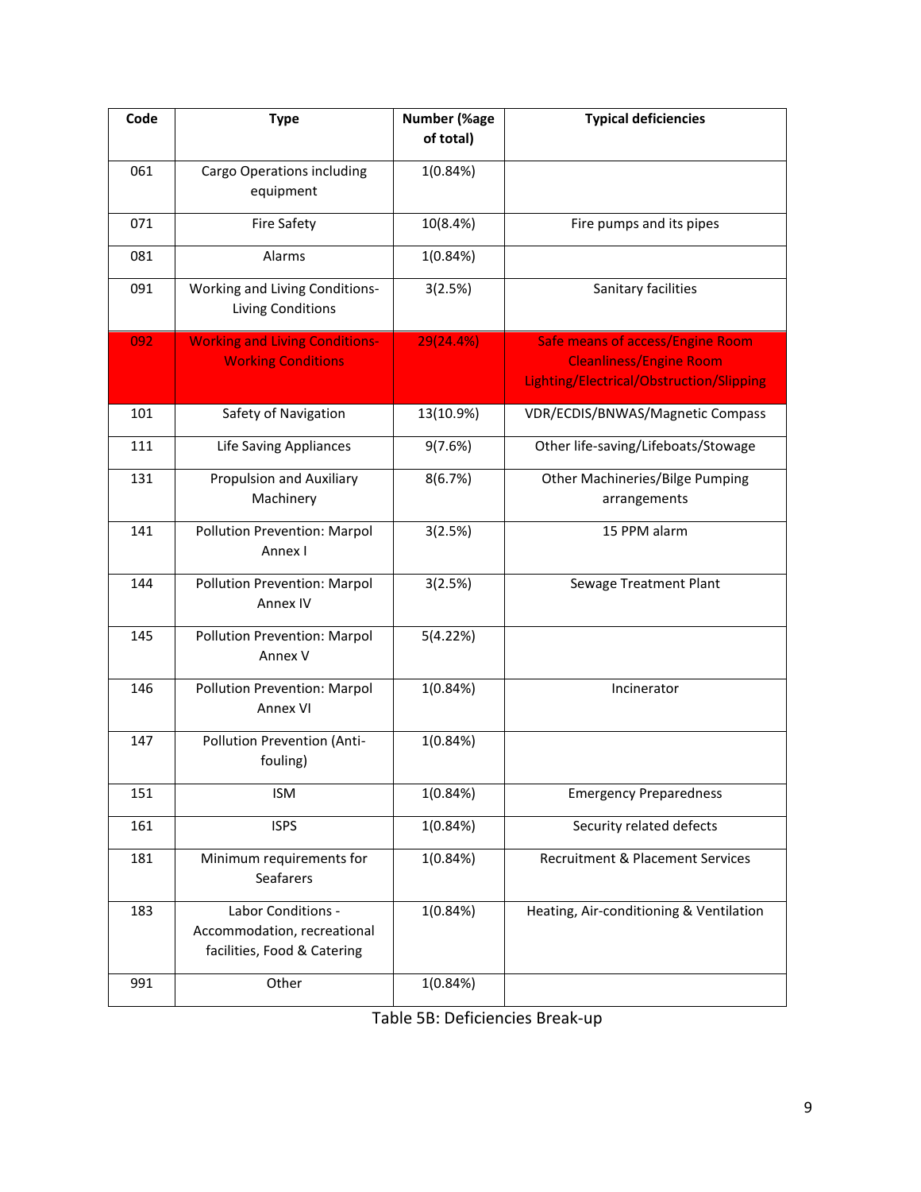| Code | Type | Number (%age of total) | Typical deficiencies |
|---|---|---|---|
| 061 | Cargo Operations including equipment | 1(0.84%) | |
| 071 | Fire Safety | 10(8.4%) | Fire pumps and its pipes |
| 081 | Alarms | 1(0.84%) | |
| 091 | Working and Living Conditions-Living Conditions | 3(2.5%) | Sanitary facilities |
| 092 | Working and Living Conditions-Working Conditions | 29(24.4%) | Safe means of access/Engine Room Cleanliness/Engine Room Lighting/Electrical/Obstruction/Slipping |
| 101 | Safety of Navigation | 13(10.9%) | VDR/ECDIS/BNWAS/Magnetic Compass |
| 111 | Life Saving Appliances | 9(7.6%) | Other life-saving/Lifeboats/Stowage |
| 131 | Propulsion and Auxiliary Machinery | 8(6.7%) | Other Machineries/Bilge Pumping arrangements |
| 141 | Pollution Prevention: Marpol Annex I | 3(2.5%) | 15 PPM alarm |
| 144 | Pollution Prevention: Marpol Annex IV | 3(2.5%) | Sewage Treatment Plant |
| 145 | Pollution Prevention: Marpol Annex V | 5(4.22%) | |
| 146 | Pollution Prevention: Marpol Annex VI | 1(0.84%) | Incinerator |
| 147 | Pollution Prevention (Anti-fouling) | 1(0.84%) | |
| 151 | ISM | 1(0.84%) | Emergency Preparedness |
| 161 | ISPS | 1(0.84%) | Security related defects |
| 181 | Minimum requirements for Seafarers | 1(0.84%) | Recruitment & Placement Services |
| 183 | Labor Conditions - Accommodation, recreational facilities, Food & Catering | 1(0.84%) | Heating, Air-conditioning & Ventilation |
| 991 | Other | 1(0.84%) | |

Table 5B: Deficiencies Break-up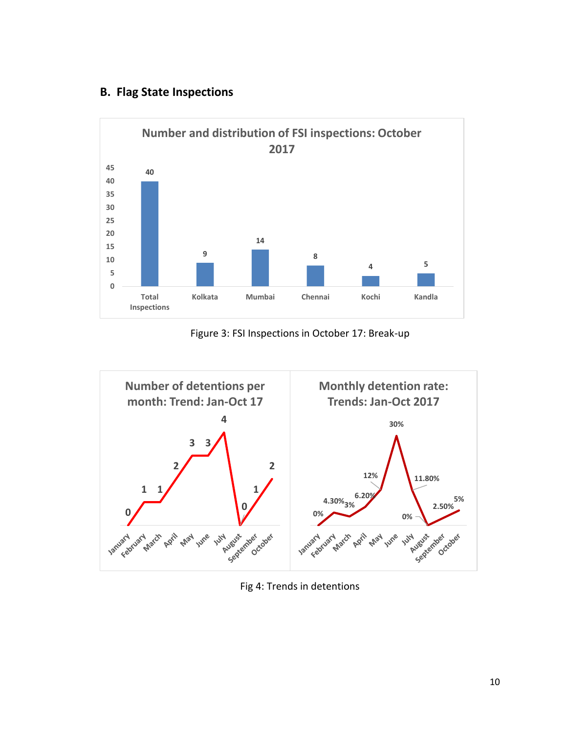## B. Flag State Inspections

Number and distribution of FSI inspections: October 2017

| | Total Inspections | Kolkata | Mumbai | Chennai | Kochi | Kandla |
|---|---|---|---|---|---|---|
| Inspections | 40 | 9 | 14 | 8 | 4 | 5 |

Figure 3: FSI Inspections in October 17: Break-up

Number of detentions per month: Trend: Jan-Oct 17

| January | February | March | April | May | June | July | August | September | October |
|---|---|---|---|---|---|---|---|---|---|
| 0 | 1 | 1 | 2 | 3 | 3 | 4 | 0 | 1 | 2 |

Monthly detention rate: Trends: Jan-Oct 2017

| January | February | March | April | May | June | July | August | September | October |
|---|---|---|---|---|---|---|---|---|---|
| 0% | 4.30% | 3% | 6.20% | 12% | 30% | 11.80% | 0% | 2.50% | 5% |

Fig 4: Trends in detentions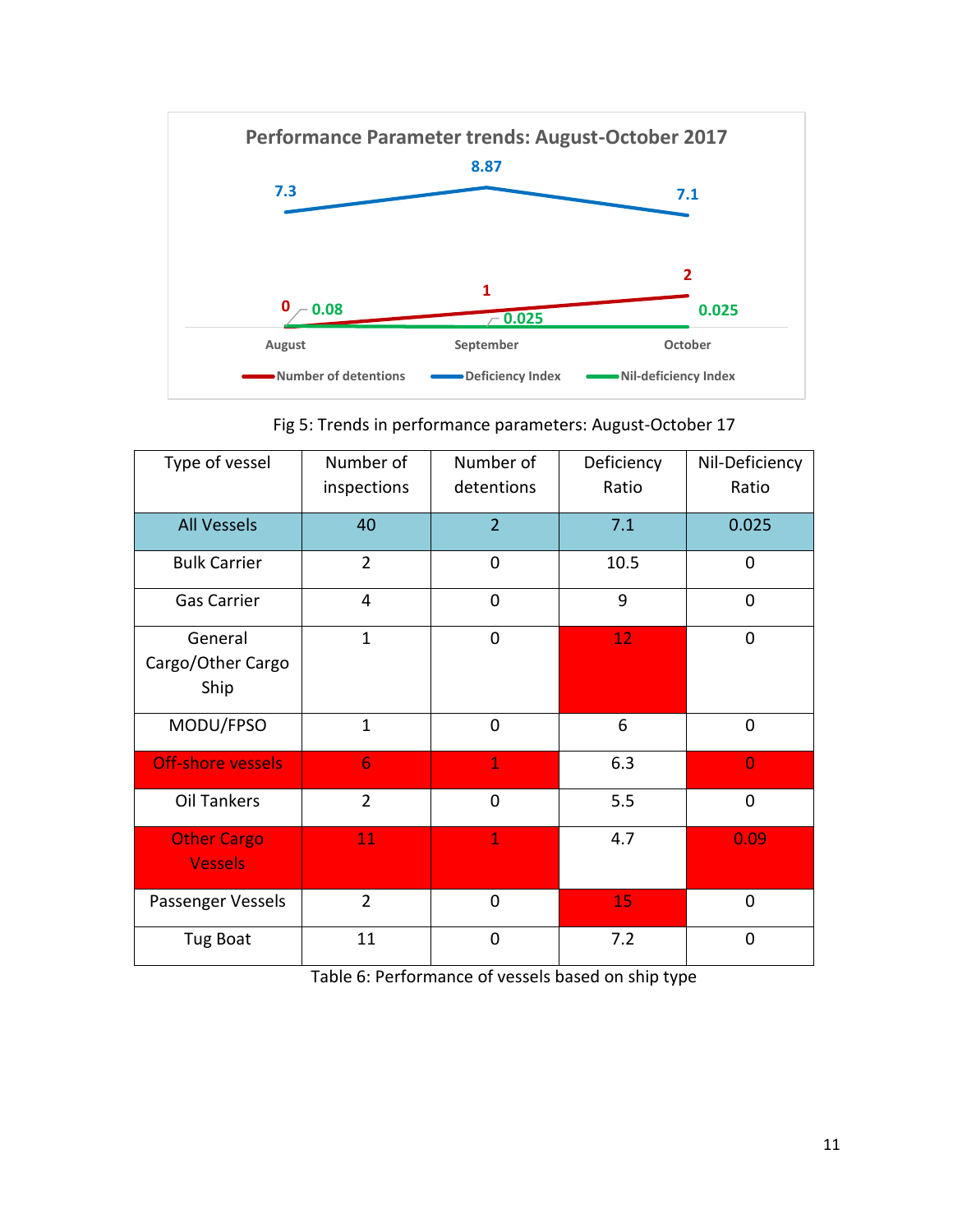**Performance Parameter trends: August-October 2017**

| | August | September | October |
|---|---|---|---|
| Number of detentions | 0 | 1 | 2 |
| Deficiency Index | 7.3 | 8.87 | 7.1 |
| Nil-deficiency Index | 0.08 | 0.025 | 0.025 |

Fig 5: Trends in performance parameters: August-October 17

| Type of vessel | Number of inspections | Number of detentions | Deficiency Ratio | Nil-Deficiency Ratio |
|---|---|---|---|---|
| All Vessels | 40 | 2 | 7.1 | 0.025 |
| Bulk Carrier | 2 | 0 | 10.5 | 0 |
| Gas Carrier | 4 | 0 | 9 | 0 |
| General Cargo/Other Cargo Ship | 1 | 0 | 12 | 0 |
| MODU/FPSO | 1 | 0 | 6 | 0 |
| Off-shore vessels | 6 | 1 | 6.3 | 0 |
| Oil Tankers | 2 | 0 | 5.5 | 0 |
| Other Cargo Vessels | 11 | 1 | 4.7 | 0.09 |
| Passenger Vessels | 2 | 0 | 15 | 0 |
| Tug Boat | 11 | 0 | 7.2 | 0 |

Table 6: Performance of vessels based on ship type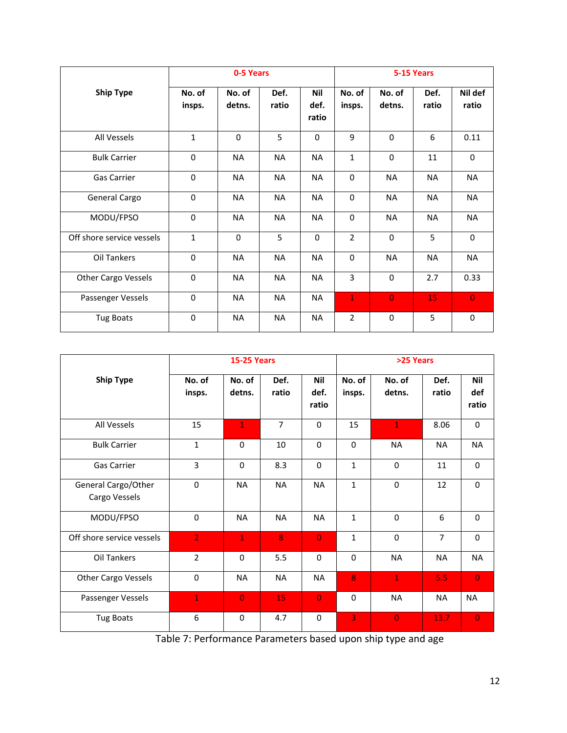| Ship Type | 0-5 Years | | | | 5-15 Years | | | |
|---|---|---|---|---|---|---|---|---|
| | No. of insps. | No. of detns. | Def. ratio | Nil def. ratio | No. of insps. | No. of detns. | Def. ratio | Nil def ratio |
| All Vessels | 1 | 0 | 5 | 0 | 9 | 0 | 6 | 0.11 |
| Bulk Carrier | 0 | NA | NA | NA | 1 | 0 | 11 | 0 |
| Gas Carrier | 0 | NA | NA | NA | 0 | NA | NA | NA |
| General Cargo | 0 | NA | NA | NA | 0 | NA | NA | NA |
| MODU/FPSO | 0 | NA | NA | NA | 0 | NA | NA | NA |
| Off shore service vessels | 1 | 0 | 5 | 0 | 2 | 0 | 5 | 0 |
| Oil Tankers | 0 | NA | NA | NA | 0 | NA | NA | NA |
| Other Cargo Vessels | 0 | NA | NA | NA | 3 | 0 | 2.7 | 0.33 |
| Passenger Vessels | 0 | NA | NA | NA | 1 | 0 | 15 | 0 |
| Tug Boats | 0 | NA | NA | NA | 2 | 0 | 5 | 0 |

| Ship Type | 15-25 Years | | | | >25 Years | | | |
|---|---|---|---|---|---|---|---|---|
| | No. of insps. | No. of detns. | Def. ratio | Nil def. ratio | No. of insps. | No. of detns. | Def. ratio | Nil def ratio |
| All Vessels | 15 | 1 | 7 | 0 | 15 | 1 | 8.06 | 0 |
| Bulk Carrier | 1 | 0 | 10 | 0 | 0 | NA | NA | NA |
| Gas Carrier | 3 | 0 | 8.3 | 0 | 1 | 0 | 11 | 0 |
| General Cargo/Other Cargo Vessels | 0 | NA | NA | NA | 1 | 0 | 12 | 0 |
| MODU/FPSO | 0 | NA | NA | NA | 1 | 0 | 6 | 0 |
| Off shore service vessels | 2 | 1 | 8 | 0 | 1 | 0 | 7 | 0 |
| Oil Tankers | 2 | 0 | 5.5 | 0 | 0 | NA | NA | NA |
| Other Cargo Vessels | 0 | NA | NA | NA | 8 | 1 | 5.5 | 0 |
| Passenger Vessels | 1 | 0 | 15 | 0 | 0 | NA | NA | NA |
| Tug Boats | 6 | 0 | 4.7 | 0 | 3 | 0 | 13.7 | 0 |

Table 7: Performance Parameters based upon ship type and age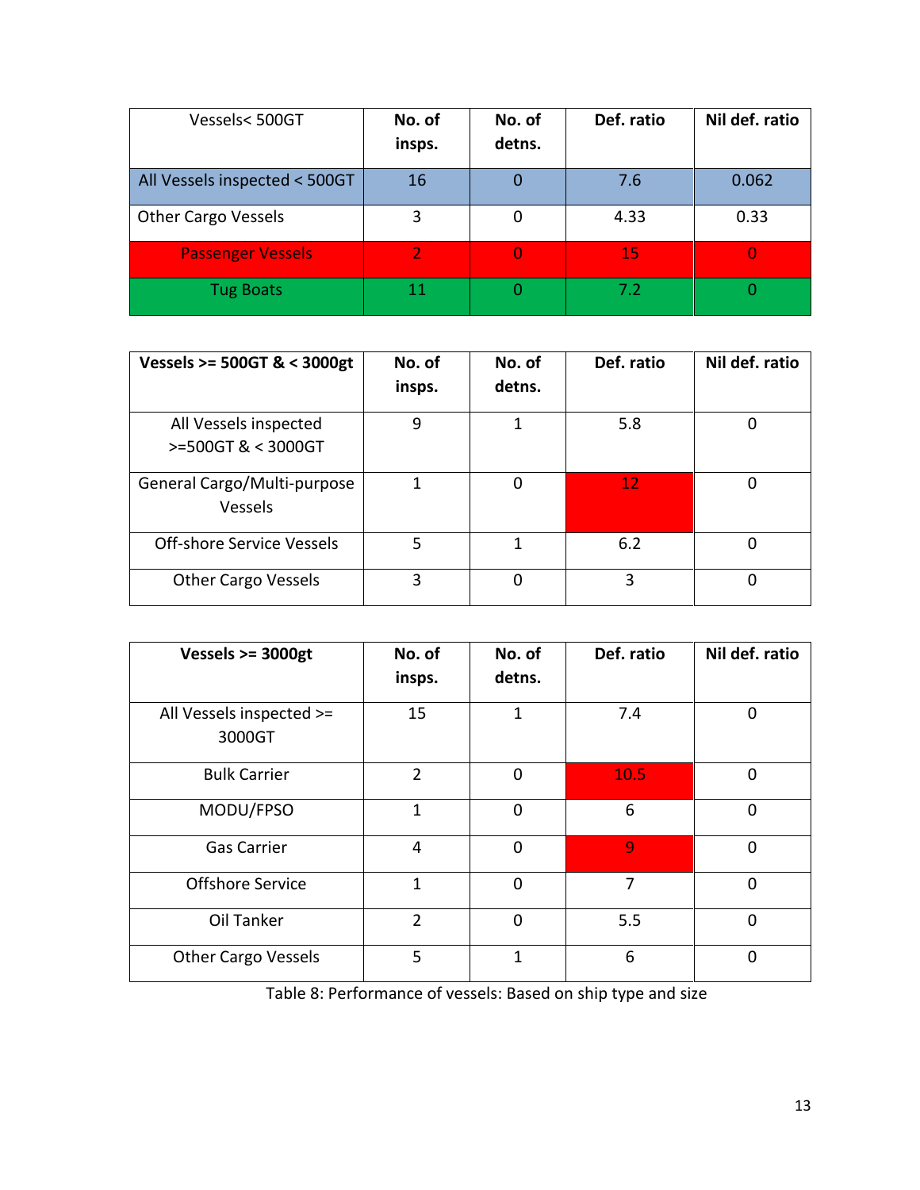| Vessels< 500GT | No. of insps. | No. of detns. | Def. ratio | Nil def. ratio |
|---|---|---|---|---|
| All Vessels inspected < 500GT | 16 | 0 | 7.6 | 0.062 |
| Other Cargo Vessels | 3 | 0 | 4.33 | 0.33 |
| Passenger Vessels | 2 | 0 | 15 | 0 |
| Tug Boats | 11 | 0 | 7.2 | 0 |

| **Vessels >= 500GT & < 3000gt** | **No. of insps.** | **No. of detns.** | **Def. ratio** | **Nil def. ratio** |
|---|---|---|---|---|
| All Vessels inspected >=500GT & < 3000GT | 9 | 1 | 5.8 | 0 |
| General Cargo/Multi-purpose Vessels | 1 | 0 | 12 | 0 |
| Off-shore Service Vessels | 5 | 1 | 6.2 | 0 |
| Other Cargo Vessels | 3 | 0 | 3 | 0 |

| **Vessels >= 3000gt** | **No. of insps.** | **No. of detns.** | **Def. ratio** | **Nil def. ratio** |
|---|---|---|---|---|
| All Vessels inspected >= 3000GT | 15 | 1 | 7.4 | 0 |
| Bulk Carrier | 2 | 0 | 10.5 | 0 |
| MODU/FPSO | 1 | 0 | 6 | 0 |
| Gas Carrier | 4 | 0 | 9 | 0 |
| Offshore Service | 1 | 0 | 7 | 0 |
| Oil Tanker | 2 | 0 | 5.5 | 0 |
| Other Cargo Vessels | 5 | 1 | 6 | 0 |

Table 8: Performance of vessels: Based on ship type and size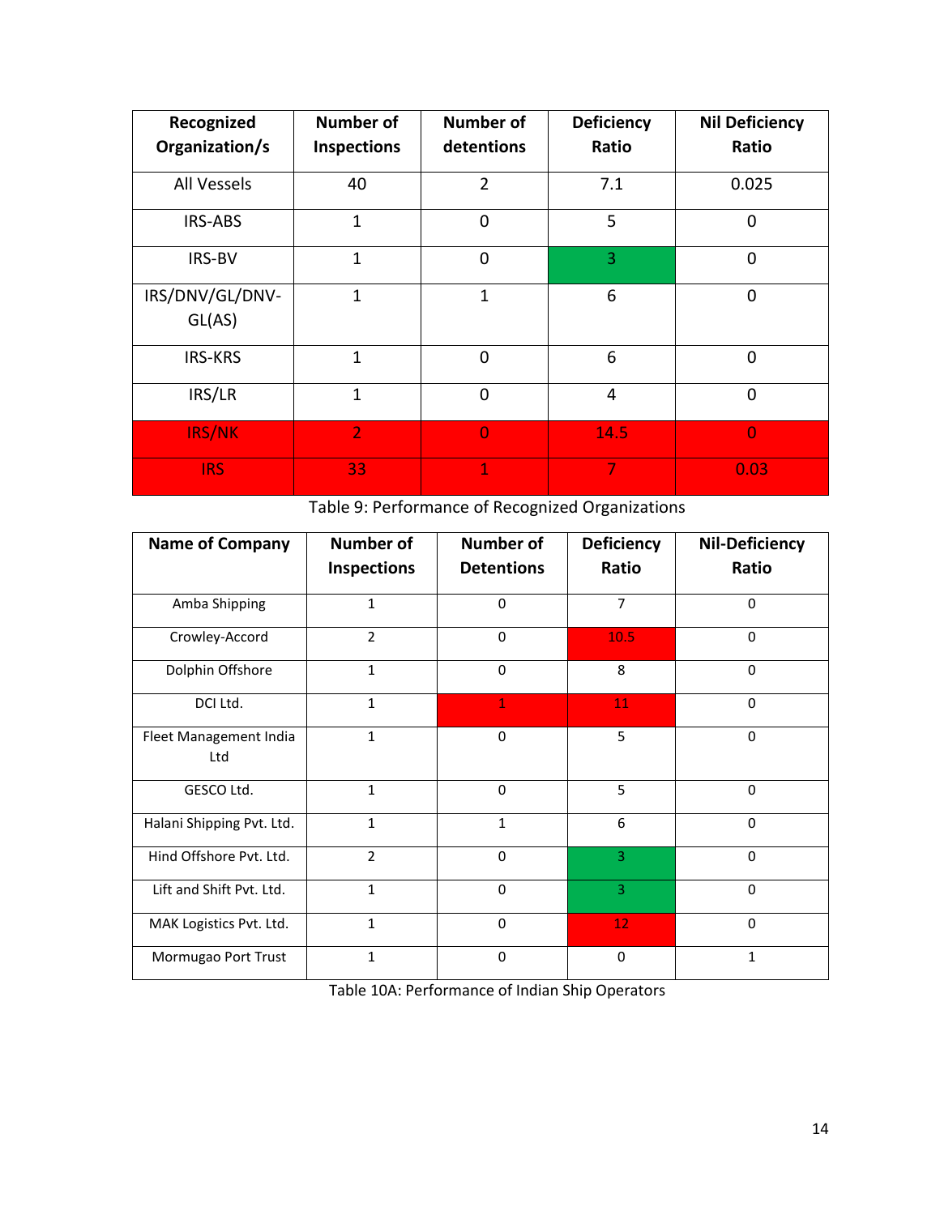| Recognized Organization/s | Number of Inspections | Number of detentions | Deficiency Ratio | Nil Deficiency Ratio |
|---|---|---|---|---|
| All Vessels | 40 | 2 | 7.1 | 0.025 |
| IRS-ABS | 1 | 0 | 5 | 0 |
| IRS-BV | 1 | 0 | 3 | 0 |
| IRS/DNV/GL/DNV-GL(AS) | 1 | 1 | 6 | 0 |
| IRS-KRS | 1 | 0 | 6 | 0 |
| IRS/LR | 1 | 0 | 4 | 0 |
| IRS/NK | 2 | 0 | 14.5 | 0 |
| IRS | 33 | 1 | 7 | 0.03 |

Table 9: Performance of Recognized Organizations

| Name of Company | Number of Inspections | Number of Detentions | Deficiency Ratio | Nil-Deficiency Ratio |
|---|---|---|---|---|
| Amba Shipping | 1 | 0 | 7 | 0 |
| Crowley-Accord | 2 | 0 | 10.5 | 0 |
| Dolphin Offshore | 1 | 0 | 8 | 0 |
| DCI Ltd. | 1 | 1 | 11 | 0 |
| Fleet Management India Ltd | 1 | 0 | 5 | 0 |
| GESCO Ltd. | 1 | 0 | 5 | 0 |
| Halani Shipping Pvt. Ltd. | 1 | 1 | 6 | 0 |
| Hind Offshore Pvt. Ltd. | 2 | 0 | 3 | 0 |
| Lift and Shift Pvt. Ltd. | 1 | 0 | 3 | 0 |
| MAK Logistics Pvt. Ltd. | 1 | 0 | 12 | 0 |
| Mormugao Port Trust | 1 | 0 | 0 | 1 |

Table 10A: Performance of Indian Ship Operators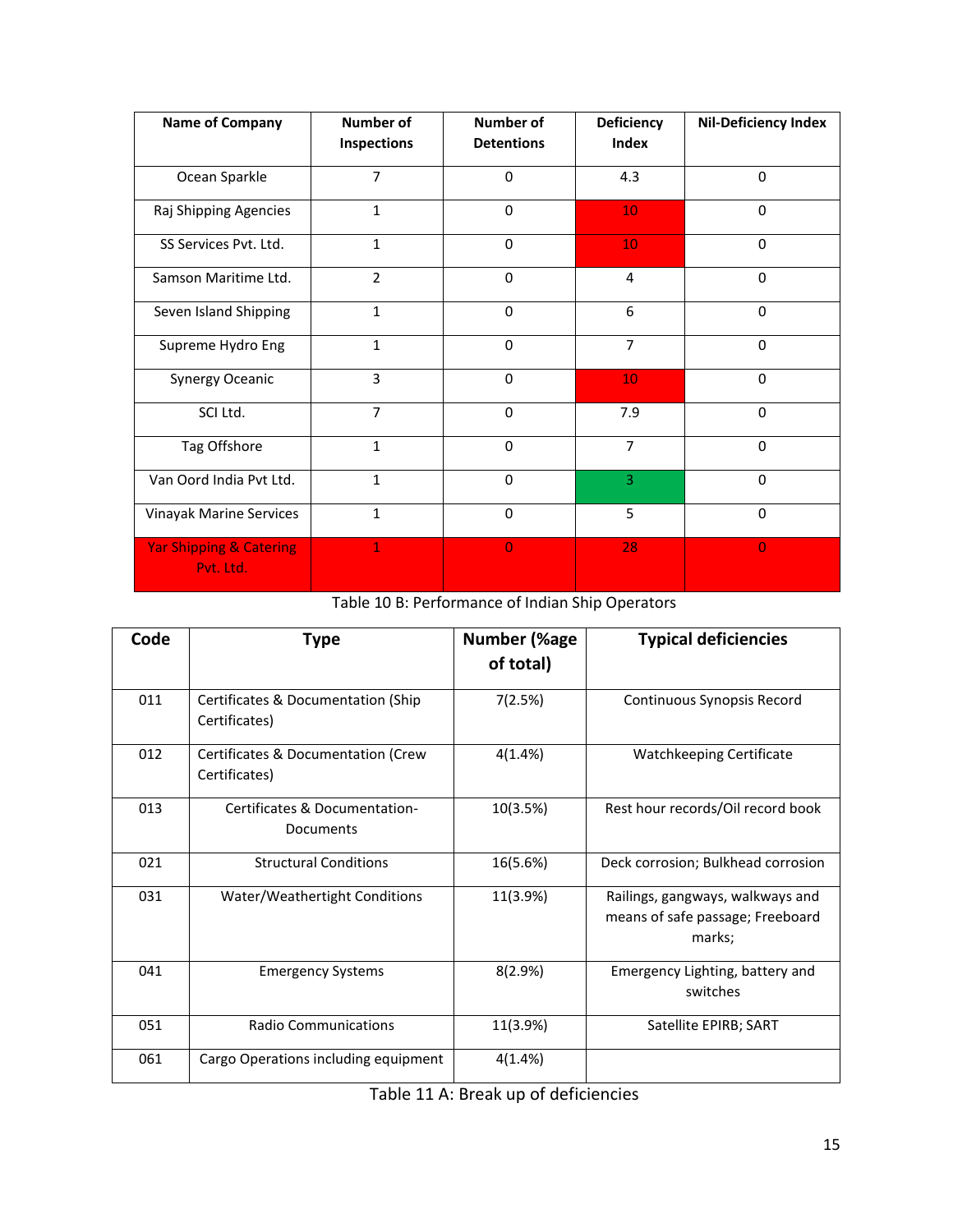| Name of Company | Number of Inspections | Number of Detentions | Deficiency Index | Nil-Deficiency Index |
|---|---|---|---|---|
| Ocean Sparkle | 7 | 0 | 4.3 | 0 |
| Raj Shipping Agencies | 1 | 0 | 10 | 0 |
| SS Services Pvt. Ltd. | 1 | 0 | 10 | 0 |
| Samson Maritime Ltd. | 2 | 0 | 4 | 0 |
| Seven Island Shipping | 1 | 0 | 6 | 0 |
| Supreme Hydro Eng | 1 | 0 | 7 | 0 |
| Synergy Oceanic | 3 | 0 | 10 | 0 |
| SCI Ltd. | 7 | 0 | 7.9 | 0 |
| Tag Offshore | 1 | 0 | 7 | 0 |
| Van Oord India Pvt Ltd. | 1 | 0 | 3 | 0 |
| Vinayak Marine Services | 1 | 0 | 5 | 0 |
| Yar Shipping & Catering Pvt. Ltd. | 1 | 0 | 28 | 0 |

Table 10 B: Performance of Indian Ship Operators

| Code | Type | Number (%age of total) | Typical deficiencies |
|---|---|---|---|
| 011 | Certificates & Documentation (Ship Certificates) | 7(2.5%) | Continuous Synopsis Record |
| 012 | Certificates & Documentation (Crew Certificates) | 4(1.4%) | Watchkeeping Certificate |
| 013 | Certificates & Documentation-Documents | 10(3.5%) | Rest hour records/Oil record book |
| 021 | Structural Conditions | 16(5.6%) | Deck corrosion; Bulkhead corrosion |
| 031 | Water/Weathertight Conditions | 11(3.9%) | Railings, gangways, walkways and means of safe passage; Freeboard marks; |
| 041 | Emergency Systems | 8(2.9%) | Emergency Lighting, battery and switches |
| 051 | Radio Communications | 11(3.9%) | Satellite EPIRB; SART |
| 061 | Cargo Operations including equipment | 4(1.4%) | |

Table 11 A: Break up of deficiencies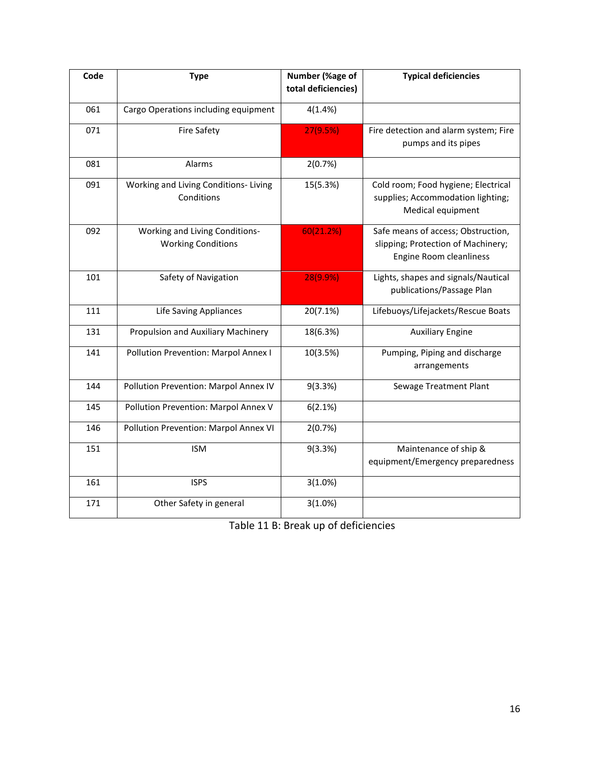| Code | Type | Number (%age of total deficiencies) | Typical deficiencies |
|---|---|---|---|
| 061 | Cargo Operations including equipment | 4(1.4%) | |
| 071 | Fire Safety | 27(9.5%) | Fire detection and alarm system; Fire pumps and its pipes |
| 081 | Alarms | 2(0.7%) | |
| 091 | Working and Living Conditions- Living Conditions | 15(5.3%) | Cold room; Food hygiene; Electrical supplies; Accommodation lighting; Medical equipment |
| 092 | Working and Living Conditions- Working Conditions | 60(21.2%) | Safe means of access; Obstruction, slipping; Protection of Machinery; Engine Room cleanliness |
| 101 | Safety of Navigation | 28(9.9%) | Lights, shapes and signals/Nautical publications/Passage Plan |
| 111 | Life Saving Appliances | 20(7.1%) | Lifebuoys/Lifejackets/Rescue Boats |
| 131 | Propulsion and Auxiliary Machinery | 18(6.3%) | Auxiliary Engine |
| 141 | Pollution Prevention: Marpol Annex I | 10(3.5%) | Pumping, Piping and discharge arrangements |
| 144 | Pollution Prevention: Marpol Annex IV | 9(3.3%) | Sewage Treatment Plant |
| 145 | Pollution Prevention: Marpol Annex V | 6(2.1%) | |
| 146 | Pollution Prevention: Marpol Annex VI | 2(0.7%) | |
| 151 | ISM | 9(3.3%) | Maintenance of ship & equipment/Emergency preparedness |
| 161 | ISPS | 3(1.0%) | |
| 171 | Other Safety in general | 3(1.0%) | |

Table 11 B: Break up of deficiencies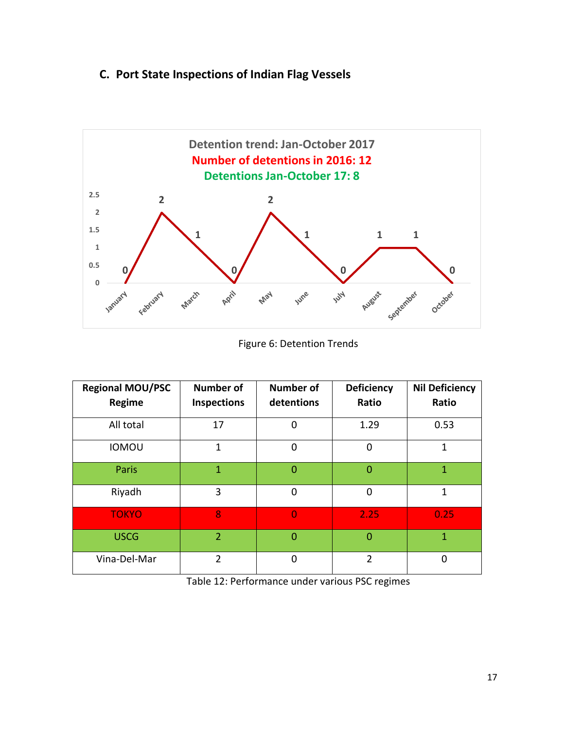## C. Port State Inspections of Indian Flag Vessels

Detention trend: Jan-October 2017

Number of detentions in 2016: 12

Detentions Jan-October 17: 8

| Month | Detentions |
|---|---|
| January | 0 |
| February | 2 |
| March | 1 |
| April | 0 |
| May | 2 |
| June | 1 |
| July | 0 |
| August | 1 |
| September | 1 |
| October | 0 |

Figure 6: Detention Trends

| Regional MOU/PSC Regime | Number of Inspections | Number of detentions | Deficiency Ratio | Nil Deficiency Ratio |
|---|---|---|---|---|
| All total | 17 | 0 | 1.29 | 0.53 |
| IOMOU | 1 | 0 | 0 | 1 |
| Paris | 1 | 0 | 0 | 1 |
| Riyadh | 3 | 0 | 0 | 1 |
| TOKYO | 8 | 0 | 2.25 | 0.25 |
| USCG | 2 | 0 | 0 | 1 |
| Vina-Del-Mar | 2 | 0 | 2 | 0 |

Table 12: Performance under various PSC regimes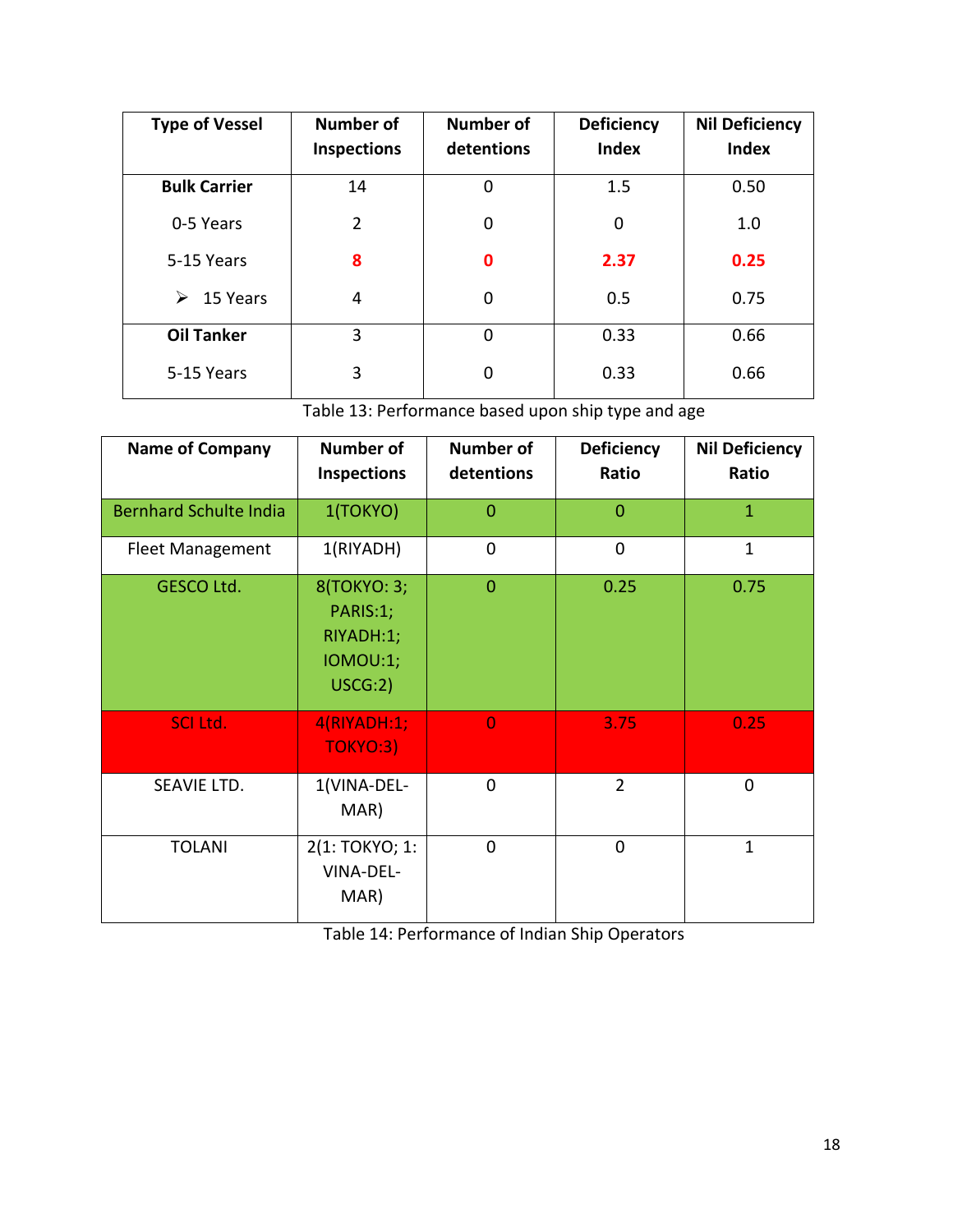| Type of Vessel | Number of Inspections | Number of detentions | Deficiency Index | Nil Deficiency Index |
|---|---|---|---|---|
| **Bulk Carrier** | 14 | 0 | 1.5 | 0.50 |
| 0-5 Years | 2 | 0 | 0 | 1.0 |
| 5-15 Years | **8** | **0** | **2.37** | **0.25** |
| ➢ 15 Years | 4 | 0 | 0.5 | 0.75 |
| **Oil Tanker** | 3 | 0 | 0.33 | 0.66 |
| 5-15 Years | 3 | 0 | 0.33 | 0.66 |

Table 13: Performance based upon ship type and age

| Name of Company | Number of Inspections | Number of detentions | Deficiency Ratio | Nil Deficiency Ratio |
|---|---|---|---|---|
| Bernhard Schulte India | 1(TOKYO) | 0 | 0 | 1 |
| Fleet Management | 1(RIYADH) | 0 | 0 | 1 |
| GESCO Ltd. | 8(TOKYO: 3; PARIS:1; RIYADH:1; IOMOU:1; USCG:2) | 0 | 0.25 | 0.75 |
| SCI Ltd. | 4(RIYADH:1; TOKYO:3) | 0 | 3.75 | 0.25 |
| SEAVIE LTD. | 1(VINA-DEL-MAR) | 0 | 2 | 0 |
| TOLANI | 2(1: TOKYO; 1: VINA-DEL-MAR) | 0 | 0 | 1 |

Table 14: Performance of Indian Ship Operators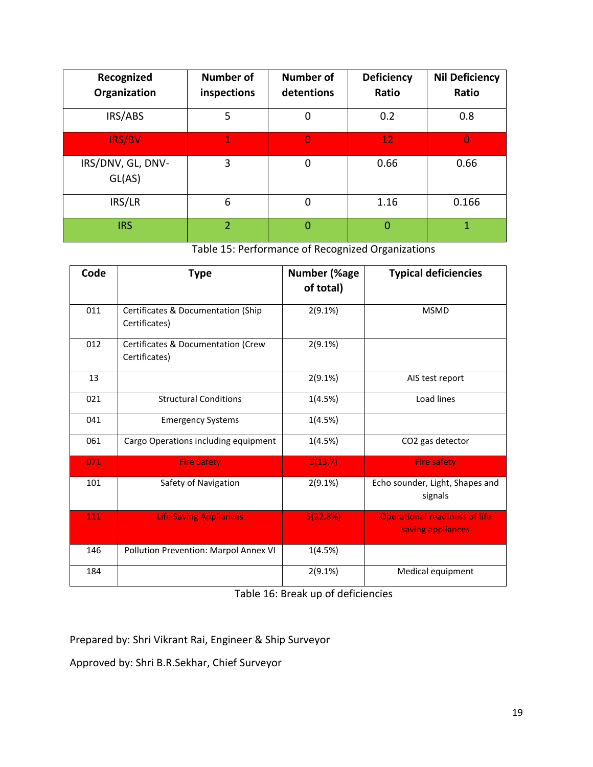| Recognized Organization | Number of inspections | Number of detentions | Deficiency Ratio | Nil Deficiency Ratio |
|---|---|---|---|---|
| IRS/ABS | 5 | 0 | 0.2 | 0.8 |
| IRS/BV | 1 | 0 | 12 | 0 |
| IRS/DNV, GL, DNV-GL(AS) | 3 | 0 | 0.66 | 0.66 |
| IRS/LR | 6 | 0 | 1.16 | 0.166 |
| IRS | 2 | 0 | 0 | 1 |

Table 15: Performance of Recognized Organizations

| Code | Type | Number (%age of total) | Typical deficiencies |
|---|---|---|---|
| 011 | Certificates & Documentation (Ship Certificates) | 2(9.1%) | MSMD |
| 012 | Certificates & Documentation (Crew Certificates) | 2(9.1%) | |
| 13 | | 2(9.1%) | AIS test report |
| 021 | Structural Conditions | 1(4.5%) | Load lines |
| 041 | Emergency Systems | 1(4.5%) | |
| 061 | Cargo Operations including equipment | 1(4.5%) | CO2 gas detector |
| 071 | Fire Safety | 3(13.7) | Fire safety |
| 101 | Safety of Navigation | 2(9.1%) | Echo sounder, Light, Shapes and signals |
| 111 | Life Saving Appliances | 5(22.8%) | Operational readiness of life saving appliances |
| 146 | Pollution Prevention: Marpol Annex VI | 1(4.5%) | |
| 184 | | 2(9.1%) | Medical equipment |

Table 16: Break up of deficiencies

Prepared by: Shri Vikrant Rai, Engineer & Ship Surveyor

Approved by: Shri B.R.Sekhar, Chief Surveyor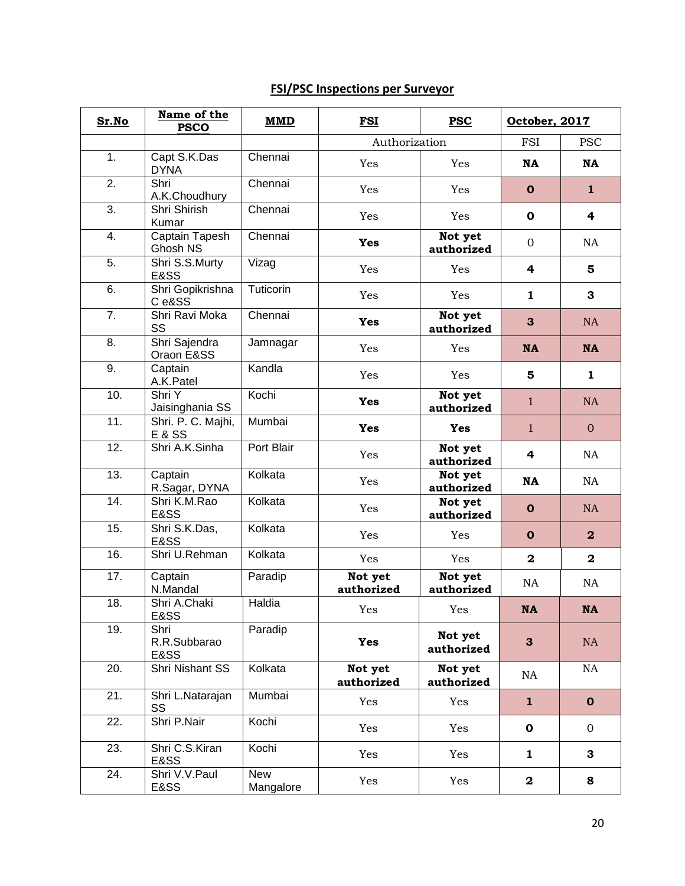## FSI/PSC Inspections per Surveyor

| Sr.No | Name of the PSCO | MMD | FSI | PSC | October, 2017 | |
|---|---|---|---|---|---|---|
| | | | Authorization | | FSI | PSC |
| 1. | Capt S.K.Das DYNA | Chennai | Yes | Yes | **NA** | **NA** |
| 2. | Shri A.K.Choudhury | Chennai | Yes | Yes | **0** | **1** |
| 3. | Shri Shirish Kumar | Chennai | Yes | Yes | **0** | **4** |
| 4. | Captain Tapesh Ghosh NS | Chennai | **Yes** | **Not yet authorized** | 0 | NA |
| 5. | Shri S.S.Murty E&SS | Vizag | Yes | Yes | **4** | **5** |
| 6. | Shri Gopikrishna C e&SS | Tuticorin | Yes | Yes | **1** | **3** |
| 7. | Shri Ravi Moka SS | Chennai | **Yes** | **Not yet authorized** | **3** | NA |
| 8. | Shri Sajendra Oraon E&SS | Jamnagar | Yes | Yes | **NA** | **NA** |
| 9. | Captain A.K.Patel | Kandla | Yes | Yes | **5** | **1** |
| 10. | Shri Y Jaisinghania SS | Kochi | **Yes** | **Not yet authorized** | 1 | NA |
| 11. | Shri. P. C. Majhi, E & SS | Mumbai | **Yes** | **Yes** | 1 | 0 |
| 12. | Shri A.K.Sinha | Port Blair | Yes | **Not yet authorized** | **4** | NA |
| 13. | Captain R.Sagar, DYNA | Kolkata | Yes | **Not yet authorized** | **NA** | NA |
| 14. | Shri K.M.Rao E&SS | Kolkata | Yes | **Not yet authorized** | **0** | NA |
| 15. | Shri S.K.Das, E&SS | Kolkata | Yes | Yes | **0** | **2** |
| 16. | Shri U.Rehman | Kolkata | Yes | Yes | **2** | **2** |
| 17. | Captain N.Mandal | Paradip | **Not yet authorized** | **Not yet authorized** | NA | NA |
| 18. | Shri A.Chaki E&SS | Haldia | Yes | Yes | **NA** | **NA** |
| 19. | Shri R.R.Subbarao E&SS | Paradip | **Yes** | **Not yet authorized** | **3** | NA |
| 20. | Shri Nishant SS | Kolkata | **Not yet authorized** | **Not yet authorized** | NA | NA |
| 21. | Shri L.Natarajan SS | Mumbai | Yes | Yes | **1** | **0** |
| 22. | Shri P.Nair | Kochi | Yes | Yes | **0** | 0 |
| 23. | Shri C.S.Kiran E&SS | Kochi | Yes | Yes | **1** | **3** |
| 24. | Shri V.V.Paul E&SS | New Mangalore | Yes | Yes | **2** | **8** |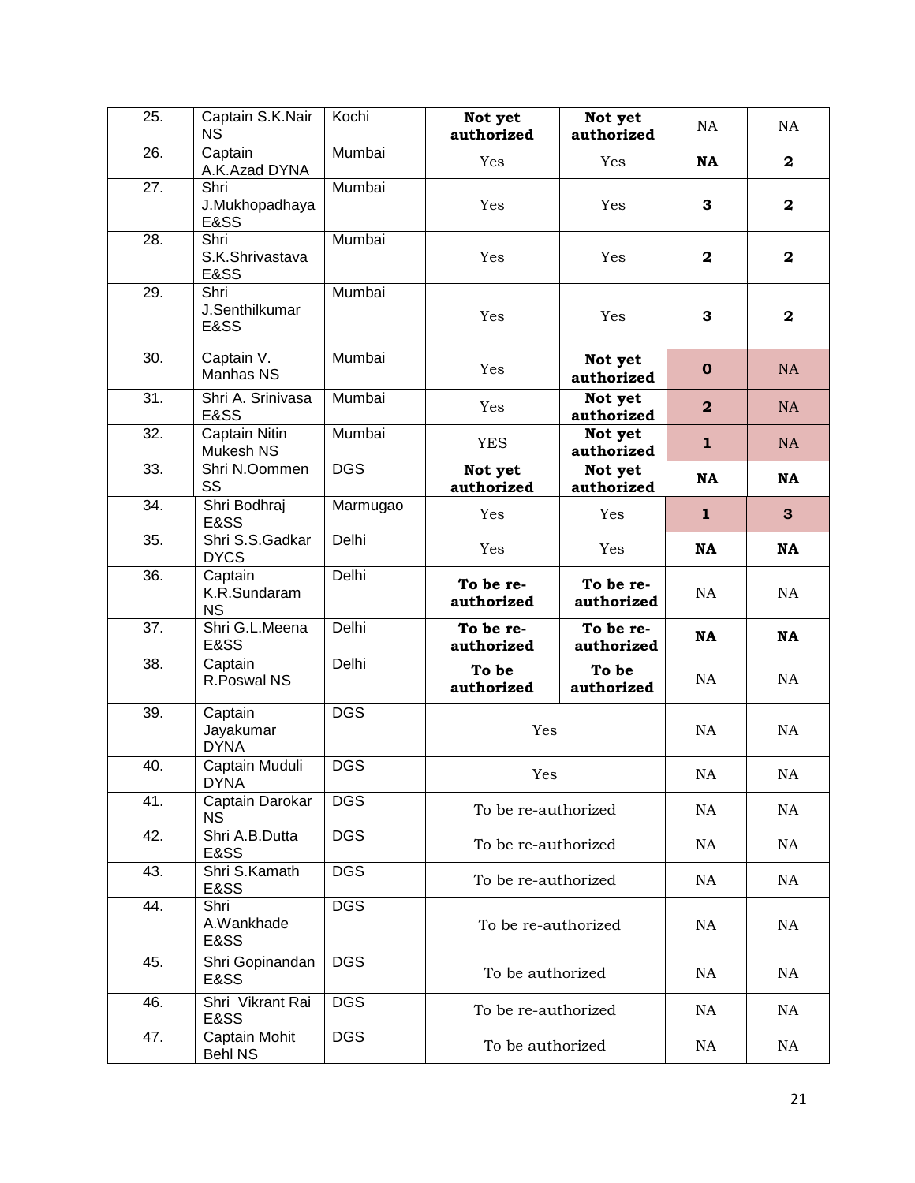| 25. | Captain S.K.Nair NS | Kochi | **Not yet authorized** | **Not yet authorized** | NA | NA |
|---|---|---|---|---|---|---|
| 26. | Captain A.K.Azad DYNA | Mumbai | Yes | Yes | **NA** | **2** |
| 27. | Shri J.Mukhopadhaya E&SS | Mumbai | Yes | Yes | **3** | **2** |
| 28. | Shri S.K.Shrivastava E&SS | Mumbai | Yes | Yes | **2** | **2** |
| 29. | Shri J.Senthilkumar E&SS | Mumbai | Yes | Yes | **3** | **2** |
| 30. | Captain V. Manhas NS | Mumbai | Yes | **Not yet authorized** | **0** | NA |
| 31. | Shri A. Srinivasa E&SS | Mumbai | Yes | **Not yet authorized** | **2** | NA |
| 32. | Captain Nitin Mukesh NS | Mumbai | YES | **Not yet authorized** | **1** | NA |
| 33. | Shri N.Oommen SS | DGS | **Not yet authorized** | **Not yet authorized** | **NA** | **NA** |
| 34. | Shri Bodhraj E&SS | Marmugao | Yes | Yes | **1** | **3** |
| 35. | Shri S.S.Gadkar DYCS | Delhi | Yes | Yes | **NA** | **NA** |
| 36. | Captain K.R.Sundaram NS | Delhi | **To be re-authorized** | **To be re-authorized** | NA | NA |
| 37. | Shri G.L.Meena E&SS | Delhi | **To be re-authorized** | **To be re-authorized** | **NA** | **NA** |
| 38. | Captain R.Poswal NS | Delhi | **To be authorized** | **To be authorized** | NA | NA |
| 39. | Captain Jayakumar DYNA | DGS | Yes | | NA | NA |
| 40. | Captain Muduli DYNA | DGS | Yes | | NA | NA |
| 41. | Captain Darokar NS | DGS | To be re-authorized | | NA | NA |
| 42. | Shri A.B.Dutta E&SS | DGS | To be re-authorized | | NA | NA |
| 43. | Shri S.Kamath E&SS | DGS | To be re-authorized | | NA | NA |
| 44. | Shri A.Wankhade E&SS | DGS | To be re-authorized | | NA | NA |
| 45. | Shri Gopinandan E&SS | DGS | To be authorized | | NA | NA |
| 46. | Shri Vikrant Rai E&SS | DGS | To be re-authorized | | NA | NA |
| 47. | Captain Mohit Behl NS | DGS | To be authorized | | NA | NA |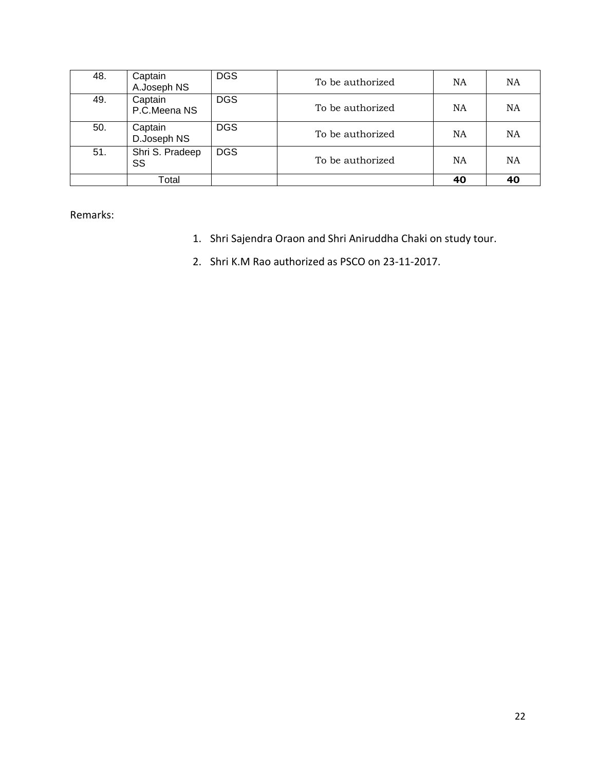| | | | | | |
|---|---|---|---|---|---|
| 48. | Captain A.Joseph NS | DGS | To be authorized | NA | NA |
| 49. | Captain P.C.Meena NS | DGS | To be authorized | NA | NA |
| 50. | Captain D.Joseph NS | DGS | To be authorized | NA | NA |
| 51. | Shri S. Pradeep SS | DGS | To be authorized | NA | NA |
| | Total | | | **40** | **40** |

Remarks:

1. Shri Sajendra Oraon and Shri Aniruddha Chaki on study tour.
2. Shri K.M Rao authorized as PSCO on 23-11-2017.